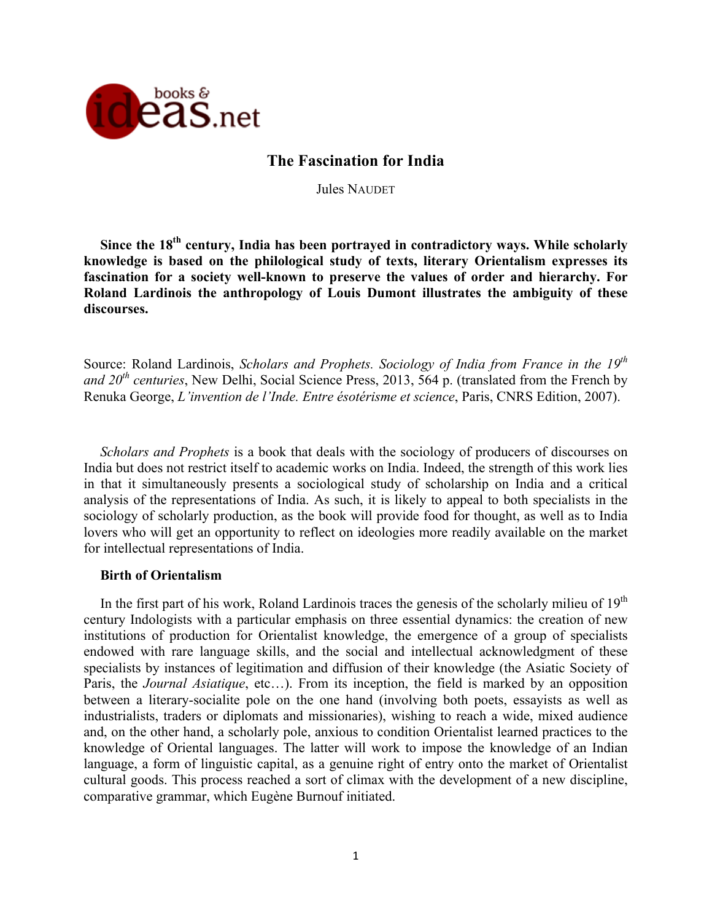# The Fascination for India

Jules NAUDET

**Since the 18th century, India has been portrayed in contradictory ways. While scholarly knowledge is based on the philological study of texts, literary Orientalism expresses its fascination for a society well-known to preserve the values of order and hierarchy. For Roland Lardinois the anthropology of Louis Dumont illustrates the ambiguity of these discourses.**

Source: Roland Lardinois, *Scholars and Prophets. Sociology of India from France in the 19th and 20th centuries*, New Delhi, Social Science Press, 2013, 564 p. (translated from the French by Renuka George, *L'invention de l'Inde. Entre ésotérisme et science*, Paris, CNRS Edition, 2007).

*Scholars and Prophets* is a book that deals with the sociology of producers of discourses on India but does not restrict itself to academic works on India. Indeed, the strength of this work lies in that it simultaneously presents a sociological study of scholarship on India and a critical analysis of the representations of India. As such, it is likely to appeal to both specialists in the sociology of scholarly production, as the book will provide food for thought, as well as to India lovers who will get an opportunity to reflect on ideologies more readily available on the market for intellectual representations of India.

## Birth of Orientalism

In the first part of his work, Roland Lardinois traces the genesis of the scholarly milieu of 19th century Indologists with a particular emphasis on three essential dynamics: the creation of new institutions of production for Orientalist knowledge, the emergence of a group of specialists endowed with rare language skills, and the social and intellectual acknowledgment of these specialists by instances of legitimation and diffusion of their knowledge (the Asiatic Society of Paris, the *Journal Asiatique*, etc…). From its inception, the field is marked by an opposition between a literary-socialite pole on the one hand (involving both poets, essayists as well as industrialists, traders or diplomats and missionaries), wishing to reach a wide, mixed audience and, on the other hand, a scholarly pole, anxious to condition Orientalist learned practices to the knowledge of Oriental languages. The latter will work to impose the knowledge of an Indian language, a form of linguistic capital, as a genuine right of entry onto the market of Orientalist cultural goods. This process reached a sort of climax with the development of a new discipline, comparative grammar, which Eugène Burnouf initiated.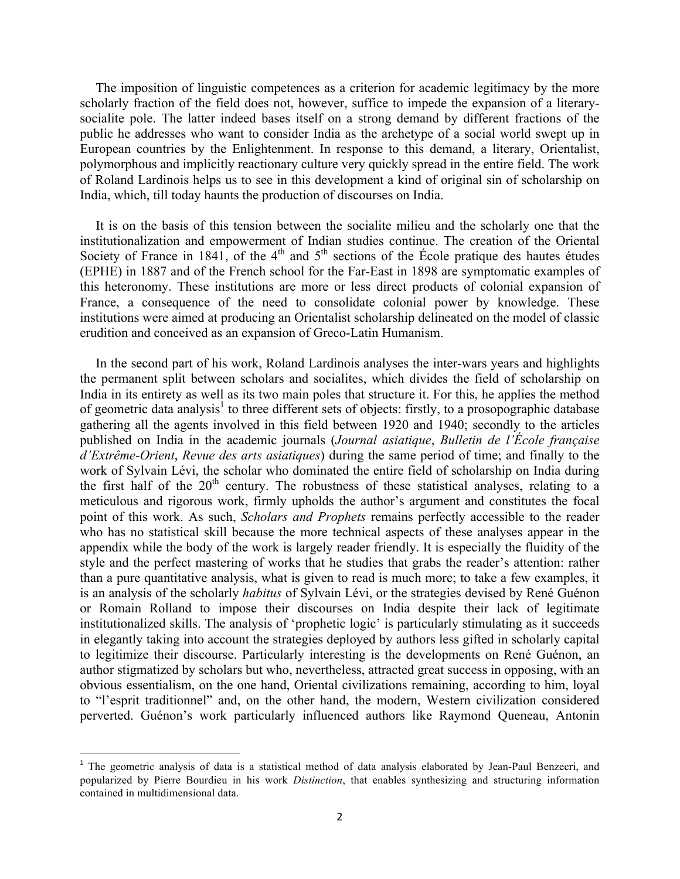The imposition of linguistic competences as a criterion for academic legitimacy by the more scholarly fraction of the field does not, however, suffice to impede the expansion of a literary-socialite pole. The latter indeed bases itself on a strong demand by different fractions of the public he addresses who want to consider India as the archetype of a social world swept up in European countries by the Enlightenment. In response to this demand, a literary, Orientalist, polymorphous and implicitly reactionary culture very quickly spread in the entire field. The work of Roland Lardinois helps us to see in this development a kind of original sin of scholarship on India, which, till today haunts the production of discourses on India.

It is on the basis of this tension between the socialite milieu and the scholarly one that the institutionalization and empowerment of Indian studies continue. The creation of the Oriental Society of France in 1841, of the 4th and 5th sections of the École pratique des hautes études (EPHE) in 1887 and of the French school for the Far-East in 1898 are symptomatic examples of this heteronomy. These institutions are more or less direct products of colonial expansion of France, a consequence of the need to consolidate colonial power by knowledge. These institutions were aimed at producing an Orientalist scholarship delineated on the model of classic erudition and conceived as an expansion of Greco-Latin Humanism.

In the second part of his work, Roland Lardinois analyses the inter-wars years and highlights the permanent split between scholars and socialites, which divides the field of scholarship on India in its entirety as well as its two main poles that structure it. For this, he applies the method of geometric data analysis[1] to three different sets of objects: firstly, to a prosopographic database gathering all the agents involved in this field between 1920 and 1940; secondly to the articles published on India in the academic journals (*Journal asiatique*, *Bulletin de l'École française d'Extrême-Orient*, *Revue des arts asiatiques*) during the same period of time; and finally to the work of Sylvain Lévi, the scholar who dominated the entire field of scholarship on India during the first half of the 20th century. The robustness of these statistical analyses, relating to a meticulous and rigorous work, firmly upholds the author's argument and constitutes the focal point of this work. As such, *Scholars and Prophets* remains perfectly accessible to the reader who has no statistical skill because the more technical aspects of these analyses appear in the appendix while the body of the work is largely reader friendly. It is especially the fluidity of the style and the perfect mastering of works that he studies that grabs the reader's attention: rather than a pure quantitative analysis, what is given to read is much more; to take a few examples, it is an analysis of the scholarly *habitus* of Sylvain Lévi, or the strategies devised by René Guénon or Romain Rolland to impose their discourses on India despite their lack of legitimate institutionalized skills. The analysis of 'prophetic logic' is particularly stimulating as it succeeds in elegantly taking into account the strategies deployed by authors less gifted in scholarly capital to legitimize their discourse. Particularly interesting is the developments on René Guénon, an author stigmatized by scholars but who, nevertheless, attracted great success in opposing, with an obvious essentialism, on the one hand, Oriental civilizations remaining, according to him, loyal to "l'esprit traditionnel" and, on the other hand, the modern, Western civilization considered perverted. Guénon's work particularly influenced authors like Raymond Queneau, Antonin

[1] The geometric analysis of data is a statistical method of data analysis elaborated by Jean-Paul Benzecri, and popularized by Pierre Bourdieu in his work *Distinction*, that enables synthesizing and structuring information contained in multidimensional data.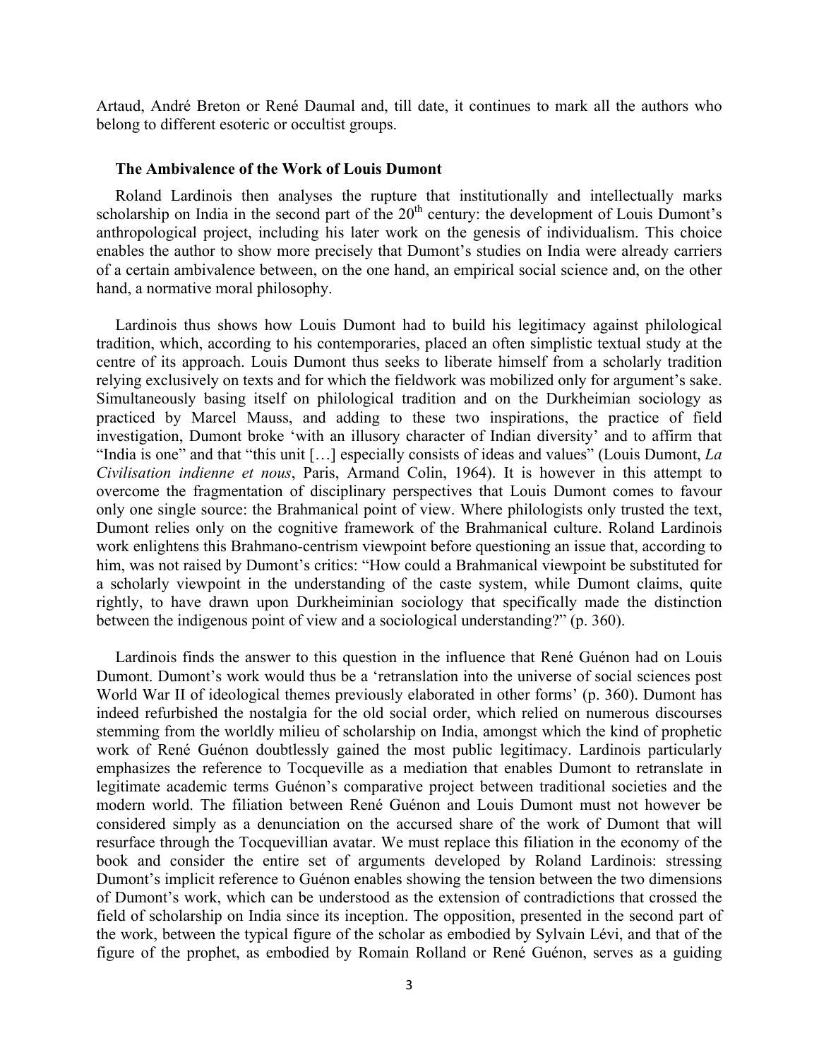Artaud, André Breton or René Daumal and, till date, it continues to mark all the authors who belong to different esoteric or occultist groups.

### The Ambivalence of the Work of Louis Dumont

Roland Lardinois then analyses the rupture that institutionally and intellectually marks scholarship on India in the second part of the 20th century: the development of Louis Dumont's anthropological project, including his later work on the genesis of individualism. This choice enables the author to show more precisely that Dumont's studies on India were already carriers of a certain ambivalence between, on the one hand, an empirical social science and, on the other hand, a normative moral philosophy.

Lardinois thus shows how Louis Dumont had to build his legitimacy against philological tradition, which, according to his contemporaries, placed an often simplistic textual study at the centre of its approach. Louis Dumont thus seeks to liberate himself from a scholarly tradition relying exclusively on texts and for which the fieldwork was mobilized only for argument's sake. Simultaneously basing itself on philological tradition and on the Durkheimian sociology as practiced by Marcel Mauss, and adding to these two inspirations, the practice of field investigation, Dumont broke 'with an illusory character of Indian diversity' and to affirm that "India is one" and that "this unit […] especially consists of ideas and values" (Louis Dumont, *La Civilisation indienne et nous*, Paris, Armand Colin, 1964). It is however in this attempt to overcome the fragmentation of disciplinary perspectives that Louis Dumont comes to favour only one single source: the Brahmanical point of view. Where philologists only trusted the text, Dumont relies only on the cognitive framework of the Brahmanical culture. Roland Lardinois work enlightens this Brahmano-centrism viewpoint before questioning an issue that, according to him, was not raised by Dumont's critics: "How could a Brahmanical viewpoint be substituted for a scholarly viewpoint in the understanding of the caste system, while Dumont claims, quite rightly, to have drawn upon Durkheiminian sociology that specifically made the distinction between the indigenous point of view and a sociological understanding?" (p. 360).

Lardinois finds the answer to this question in the influence that René Guénon had on Louis Dumont. Dumont's work would thus be a 'retranslation into the universe of social sciences post World War II of ideological themes previously elaborated in other forms' (p. 360). Dumont has indeed refurbished the nostalgia for the old social order, which relied on numerous discourses stemming from the worldly milieu of scholarship on India, amongst which the kind of prophetic work of René Guénon doubtlessly gained the most public legitimacy. Lardinois particularly emphasizes the reference to Tocqueville as a mediation that enables Dumont to retranslate in legitimate academic terms Guénon's comparative project between traditional societies and the modern world. The filiation between René Guénon and Louis Dumont must not however be considered simply as a denunciation on the accursed share of the work of Dumont that will resurface through the Tocquevillian avatar. We must replace this filiation in the economy of the book and consider the entire set of arguments developed by Roland Lardinois: stressing Dumont's implicit reference to Guénon enables showing the tension between the two dimensions of Dumont's work, which can be understood as the extension of contradictions that crossed the field of scholarship on India since its inception. The opposition, presented in the second part of the work, between the typical figure of the scholar as embodied by Sylvain Lévi, and that of the figure of the prophet, as embodied by Romain Rolland or René Guénon, serves as a guiding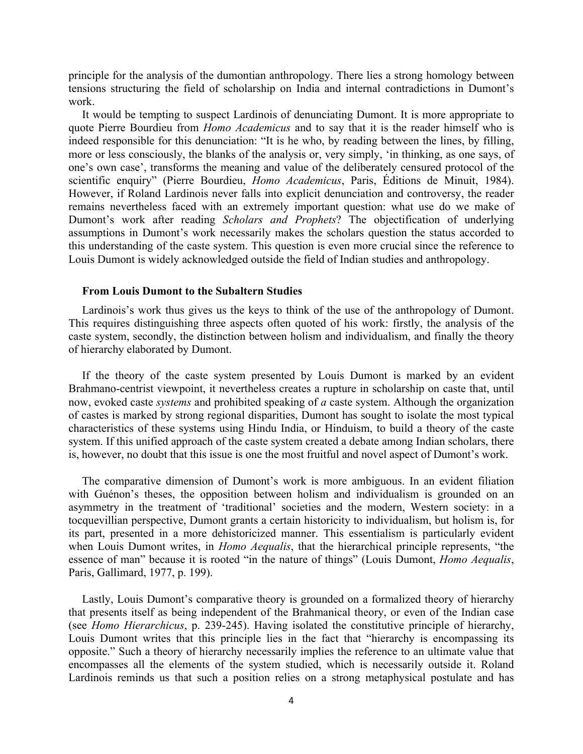principle for the analysis of the dumontian anthropology. There lies a strong homology between tensions structuring the field of scholarship on India and internal contradictions in Dumont's work.

It would be tempting to suspect Lardinois of denunciating Dumont. It is more appropriate to quote Pierre Bourdieu from *Homo Academicus* and to say that it is the reader himself who is indeed responsible for this denunciation: "It is he who, by reading between the lines, by filling, more or less consciously, the blanks of the analysis or, very simply, 'in thinking, as one says, of one's own case', transforms the meaning and value of the deliberately censured protocol of the scientific enquiry" (Pierre Bourdieu, *Homo Academicus*, Paris, Éditions de Minuit, 1984). However, if Roland Lardinois never falls into explicit denunciation and controversy, the reader remains nevertheless faced with an extremely important question: what use do we make of Dumont's work after reading *Scholars and Prophets*? The objectification of underlying assumptions in Dumont's work necessarily makes the scholars question the status accorded to this understanding of the caste system. This question is even more crucial since the reference to Louis Dumont is widely acknowledged outside the field of Indian studies and anthropology.

### From Louis Dumont to the Subaltern Studies

Lardinois's work thus gives us the keys to think of the use of the anthropology of Dumont. This requires distinguishing three aspects often quoted of his work: firstly, the analysis of the caste system, secondly, the distinction between holism and individualism, and finally the theory of hierarchy elaborated by Dumont.

If the theory of the caste system presented by Louis Dumont is marked by an evident Brahmano-centrist viewpoint, it nevertheless creates a rupture in scholarship on caste that, until now, evoked caste *systems* and prohibited speaking of *a* caste system. Although the organization of castes is marked by strong regional disparities, Dumont has sought to isolate the most typical characteristics of these systems using Hindu India, or Hinduism, to build a theory of the caste system. If this unified approach of the caste system created a debate among Indian scholars, there is, however, no doubt that this issue is one the most fruitful and novel aspect of Dumont's work.

The comparative dimension of Dumont's work is more ambiguous. In an evident filiation with Guénon's theses, the opposition between holism and individualism is grounded on an asymmetry in the treatment of 'traditional' societies and the modern, Western society: in a tocquevillian perspective, Dumont grants a certain historicity to individualism, but holism is, for its part, presented in a more dehistoricized manner. This essentialism is particularly evident when Louis Dumont writes, in *Homo Aequalis*, that the hierarchical principle represents, "the essence of man" because it is rooted "in the nature of things" (Louis Dumont, *Homo Aequalis*, Paris, Gallimard, 1977, p. 199).

Lastly, Louis Dumont's comparative theory is grounded on a formalized theory of hierarchy that presents itself as being independent of the Brahmanical theory, or even of the Indian case (see *Homo Hierarchicus*, p. 239-245). Having isolated the constitutive principle of hierarchy, Louis Dumont writes that this principle lies in the fact that "hierarchy is encompassing its opposite." Such a theory of hierarchy necessarily implies the reference to an ultimate value that encompasses all the elements of the system studied, which is necessarily outside it. Roland Lardinois reminds us that such a position relies on a strong metaphysical postulate and has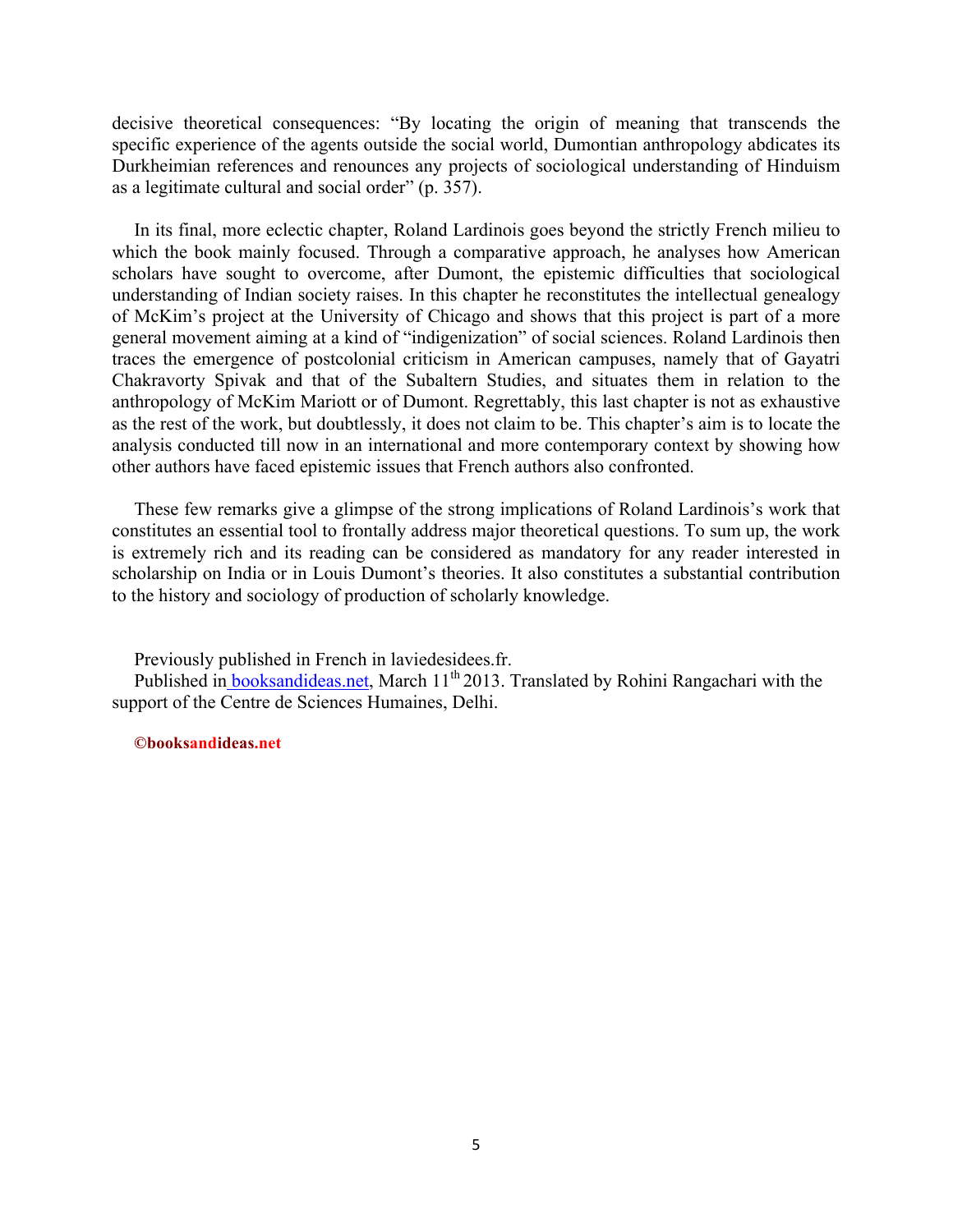decisive theoretical consequences: "By locating the origin of meaning that transcends the specific experience of the agents outside the social world, Dumontian anthropology abdicates its Durkheimian references and renounces any projects of sociological understanding of Hinduism as a legitimate cultural and social order" (p. 357).

In its final, more eclectic chapter, Roland Lardinois goes beyond the strictly French milieu to which the book mainly focused. Through a comparative approach, he analyses how American scholars have sought to overcome, after Dumont, the epistemic difficulties that sociological understanding of Indian society raises. In this chapter he reconstitutes the intellectual genealogy of McKim's project at the University of Chicago and shows that this project is part of a more general movement aiming at a kind of "indigenization" of social sciences. Roland Lardinois then traces the emergence of postcolonial criticism in American campuses, namely that of Gayatri Chakravorty Spivak and that of the Subaltern Studies, and situates them in relation to the anthropology of McKim Mariott or of Dumont. Regrettably, this last chapter is not as exhaustive as the rest of the work, but doubtlessly, it does not claim to be. This chapter's aim is to locate the analysis conducted till now in an international and more contemporary context by showing how other authors have faced epistemic issues that French authors also confronted.

These few remarks give a glimpse of the strong implications of Roland Lardinois's work that constitutes an essential tool to frontally address major theoretical questions. To sum up, the work is extremely rich and its reading can be considered as mandatory for any reader interested in scholarship on India or in Louis Dumont's theories. It also constitutes a substantial contribution to the history and sociology of production of scholarly knowledge.

Previously published in French in laviedesidees.fr.
Published in booksandideas.net, March 11th 2013. Translated by Rohini Rangachari with the support of the Centre de Sciences Humaines, Delhi.

**©booksandideas.net**